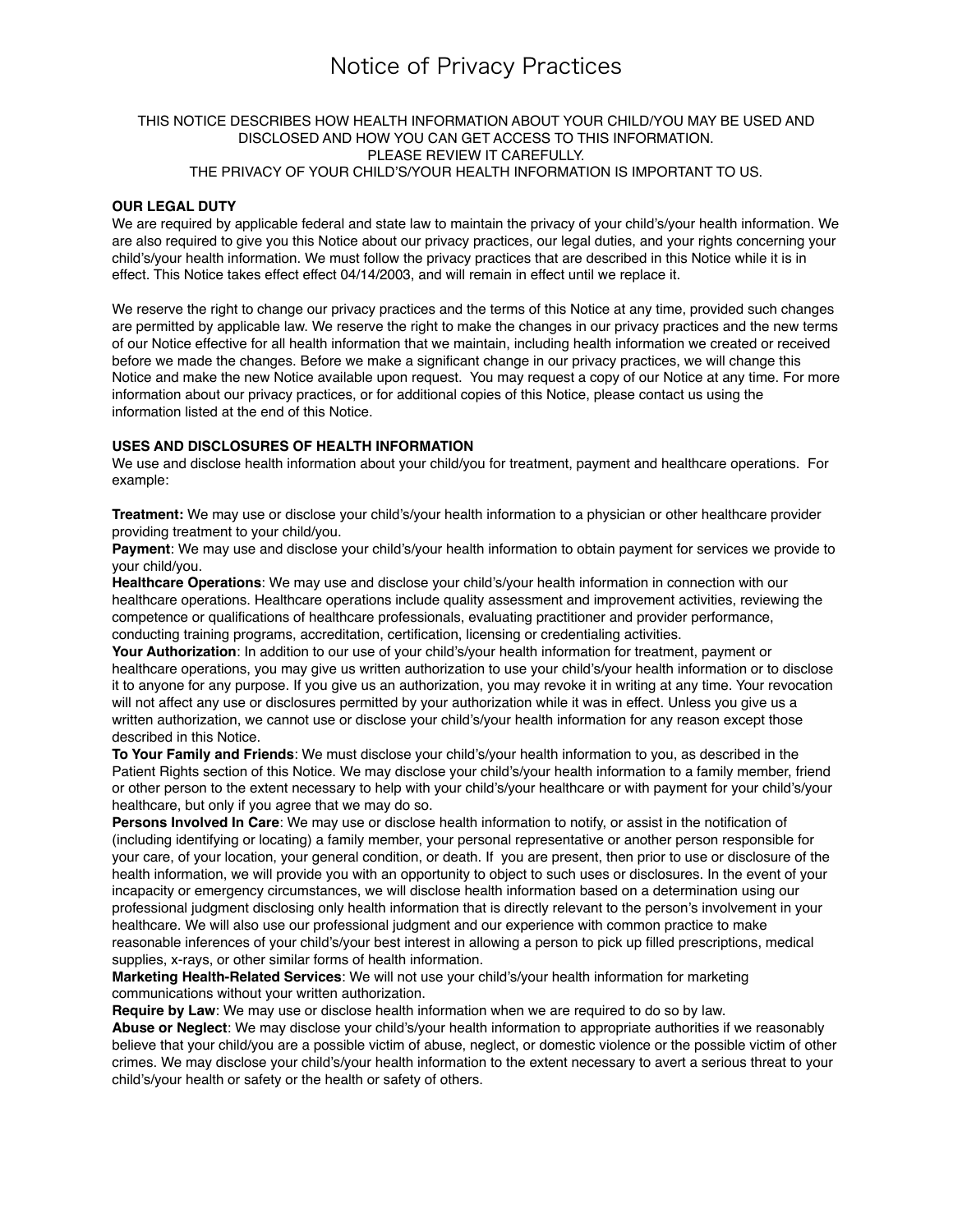# Notice of Privacy Practices

THIS NOTICE DESCRIBES HOW HEALTH INFORMATION ABOUT YOUR CHILD/YOU MAY BE USED AND DISCLOSED AND HOW YOU CAN GET ACCESS TO THIS INFORMATION.
PLEASE REVIEW IT CAREFULLY.
THE PRIVACY OF YOUR CHILD'S/YOUR HEALTH INFORMATION IS IMPORTANT TO US.

**OUR LEGAL DUTY**

We are required by applicable federal and state law to maintain the privacy of your child's/your health information. We are also required to give you this Notice about our privacy practices, our legal duties, and your rights concerning your child's/your health information. We must follow the privacy practices that are described in this Notice while it is in effect. This Notice takes effect effect 04/14/2003, and will remain in effect until we replace it.

We reserve the right to change our privacy practices and the terms of this Notice at any time, provided such changes are permitted by applicable law. We reserve the right to make the changes in our privacy practices and the new terms of our Notice effective for all health information that we maintain, including health information we created or received before we made the changes. Before we make a significant change in our privacy practices, we will change this Notice and make the new Notice available upon request. You may request a copy of our Notice at any time. For more information about our privacy practices, or for additional copies of this Notice, please contact us using the information listed at the end of this Notice.

**USES AND DISCLOSURES OF HEALTH INFORMATION**

We use and disclose health information about your child/you for treatment, payment and healthcare operations. For example:

**Treatment:** We may use or disclose your child's/your health information to a physician or other healthcare provider providing treatment to your child/you.
**Payment**: We may use and disclose your child's/your health information to obtain payment for services we provide to your child/you.
**Healthcare Operations**: We may use and disclose your child's/your health information in connection with our healthcare operations. Healthcare operations include quality assessment and improvement activities, reviewing the competence or qualifications of healthcare professionals, evaluating practitioner and provider performance, conducting training programs, accreditation, certification, licensing or credentialing activities.
**Your Authorization**: In addition to our use of your child's/your health information for treatment, payment or healthcare operations, you may give us written authorization to use your child's/your health information or to disclose it to anyone for any purpose. If you give us an authorization, you may revoke it in writing at any time. Your revocation will not affect any use or disclosures permitted by your authorization while it was in effect. Unless you give us a written authorization, we cannot use or disclose your child's/your health information for any reason except those described in this Notice.
**To Your Family and Friends**: We must disclose your child's/your health information to you, as described in the Patient Rights section of this Notice. We may disclose your child's/your health information to a family member, friend or other person to the extent necessary to help with your child's/your healthcare or with payment for your child's/your healthcare, but only if you agree that we may do so.
**Persons Involved In Care**: We may use or disclose health information to notify, or assist in the notification of (including identifying or locating) a family member, your personal representative or another person responsible for your care, of your location, your general condition, or death. If you are present, then prior to use or disclosure of the health information, we will provide you with an opportunity to object to such uses or disclosures. In the event of your incapacity or emergency circumstances, we will disclose health information based on a determination using our professional judgment disclosing only health information that is directly relevant to the person's involvement in your healthcare. We will also use our professional judgment and our experience with common practice to make reasonable inferences of your child's/your best interest in allowing a person to pick up filled prescriptions, medical supplies, x-rays, or other similar forms of health information.
**Marketing Health-Related Services**: We will not use your child's/your health information for marketing communications without your written authorization.
**Require by Law**: We may use or disclose health information when we are required to do so by law.
**Abuse or Neglect**: We may disclose your child's/your health information to appropriate authorities if we reasonably believe that your child/you are a possible victim of abuse, neglect, or domestic violence or the possible victim of other crimes. We may disclose your child's/your health information to the extent necessary to avert a serious threat to your child's/your health or safety or the health or safety of others.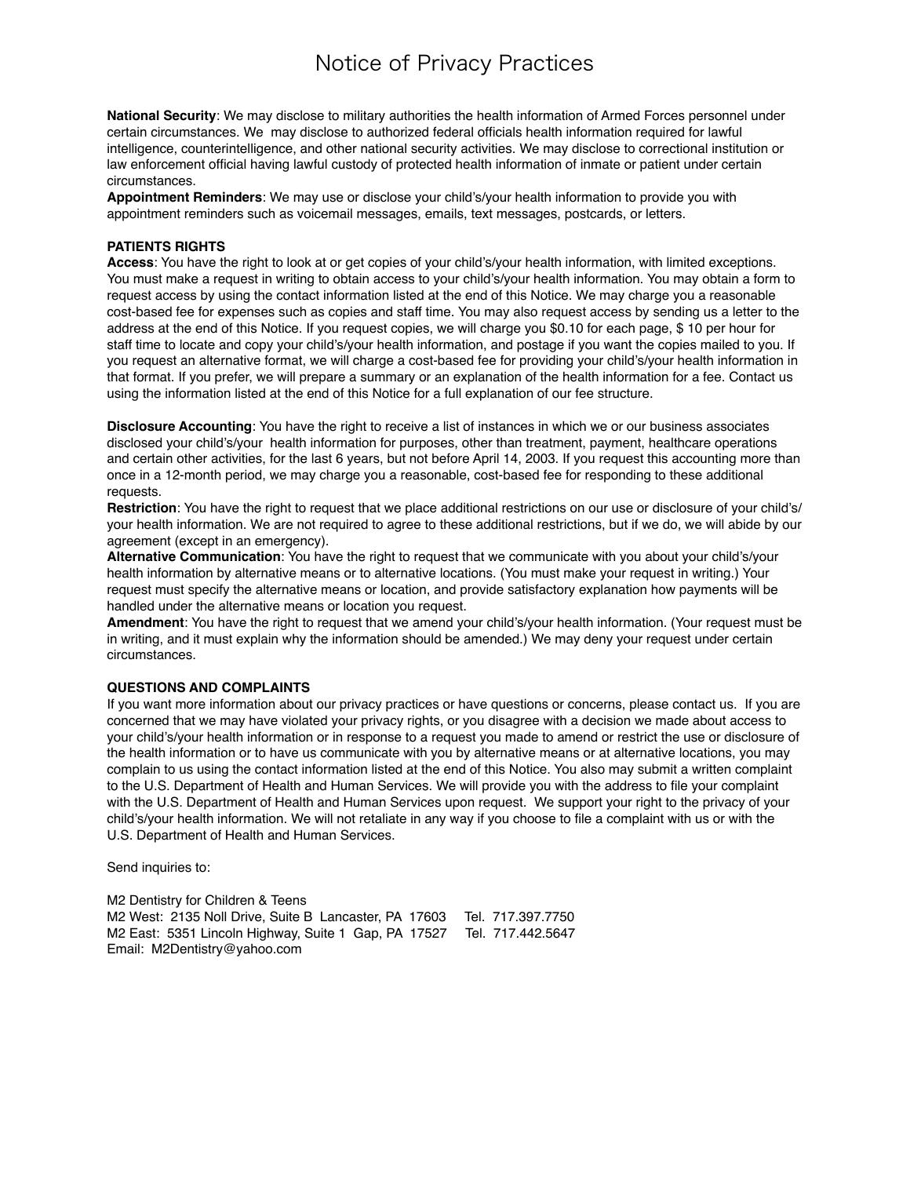# Notice of Privacy Practices

**National Security**: We may disclose to military authorities the health information of Armed Forces personnel under certain circumstances. We may disclose to authorized federal officials health information required for lawful intelligence, counterintelligence, and other national security activities. We may disclose to correctional institution or law enforcement official having lawful custody of protected health information of inmate or patient under certain circumstances.

**Appointment Reminders**: We may use or disclose your child's/your health information to provide you with appointment reminders such as voicemail messages, emails, text messages, postcards, or letters.

**PATIENTS RIGHTS**

**Access**: You have the right to look at or get copies of your child's/your health information, with limited exceptions. You must make a request in writing to obtain access to your child's/your health information. You may obtain a form to request access by using the contact information listed at the end of this Notice. We may charge you a reasonable cost-based fee for expenses such as copies and staff time. You may also request access by sending us a letter to the address at the end of this Notice. If you request copies, we will charge you $0.10 for each page, $ 10 per hour for staff time to locate and copy your child's/your health information, and postage if you want the copies mailed to you. If you request an alternative format, we will charge a cost-based fee for providing your child's/your health information in that format. If you prefer, we will prepare a summary or an explanation of the health information for a fee. Contact us using the information listed at the end of this Notice for a full explanation of our fee structure.

**Disclosure Accounting**: You have the right to receive a list of instances in which we or our business associates disclosed your child's/your health information for purposes, other than treatment, payment, healthcare operations and certain other activities, for the last 6 years, but not before April 14, 2003. If you request this accounting more than once in a 12-month period, we may charge you a reasonable, cost-based fee for responding to these additional requests.

**Restriction**: You have the right to request that we place additional restrictions on our use or disclosure of your child's/your health information. We are not required to agree to these additional restrictions, but if we do, we will abide by our agreement (except in an emergency).

**Alternative Communication**: You have the right to request that we communicate with you about your child's/your health information by alternative means or to alternative locations. (You must make your request in writing.) Your request must specify the alternative means or location, and provide satisfactory explanation how payments will be handled under the alternative means or location you request.

**Amendment**: You have the right to request that we amend your child's/your health information. (Your request must be in writing, and it must explain why the information should be amended.) We may deny your request under certain circumstances.

**QUESTIONS AND COMPLAINTS**

If you want more information about our privacy practices or have questions or concerns, please contact us. If you are concerned that we may have violated your privacy rights, or you disagree with a decision we made about access to your child's/your health information or in response to a request you made to amend or restrict the use or disclosure of the health information or to have us communicate with you by alternative means or at alternative locations, you may complain to us using the contact information listed at the end of this Notice. You also may submit a written complaint to the U.S. Department of Health and Human Services. We will provide you with the address to file your complaint with the U.S. Department of Health and Human Services upon request. We support your right to the privacy of your child's/your health information. We will not retaliate in any way if you choose to file a complaint with us or with the U.S. Department of Health and Human Services.

Send inquiries to:

M2 Dentistry for Children & Teens
M2 West: 2135 Noll Drive, Suite B Lancaster, PA 17603 Tel. 717.397.7750
M2 East: 5351 Lincoln Highway, Suite 1 Gap, PA 17527 Tel. 717.442.5647
Email: M2Dentistry@yahoo.com